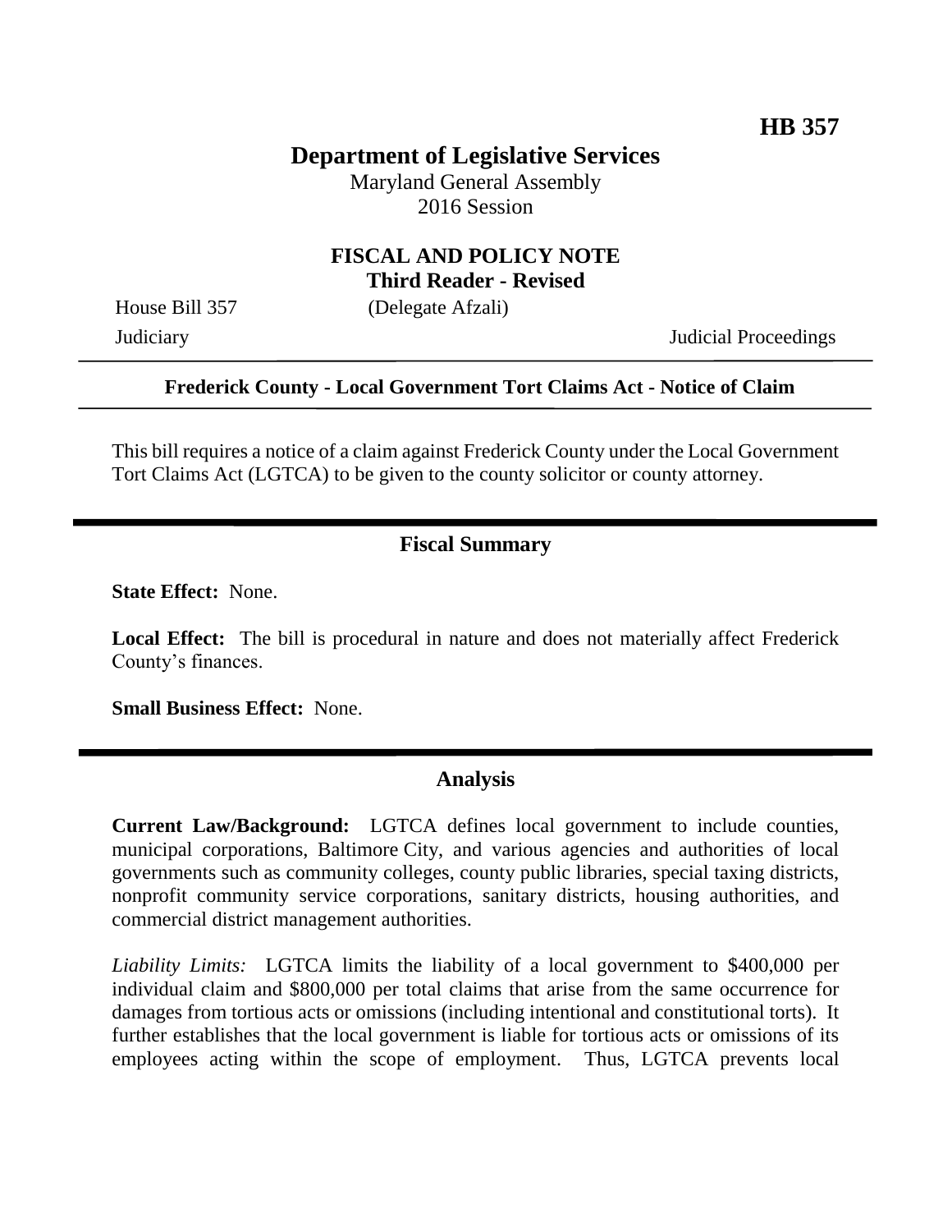**HB 357**

# Department of Legislative Services

Maryland General Assembly
2016 Session

## FISCAL AND POLICY NOTE
**Third Reader - Revised**

House Bill 357 (Delegate Afzali)
Judiciary Judicial Proceedings

---

**Frederick County - Local Government Tort Claims Act - Notice of Claim**

---

This bill requires a notice of a claim against Frederick County under the Local Government Tort Claims Act (LGTCA) to be given to the county solicitor or county attorney.

---

## Fiscal Summary

**State Effect:** None.

**Local Effect:** The bill is procedural in nature and does not materially affect Frederick County's finances.

**Small Business Effect:** None.

---

## Analysis

**Current Law/Background:** LGTCA defines local government to include counties, municipal corporations, Baltimore City, and various agencies and authorities of local governments such as community colleges, county public libraries, special taxing districts, nonprofit community service corporations, sanitary districts, housing authorities, and commercial district management authorities.

*Liability Limits:* LGTCA limits the liability of a local government to $400,000 per individual claim and $800,000 per total claims that arise from the same occurrence for damages from tortious acts or omissions (including intentional and constitutional torts). It further establishes that the local government is liable for tortious acts or omissions of its employees acting within the scope of employment. Thus, LGTCA prevents local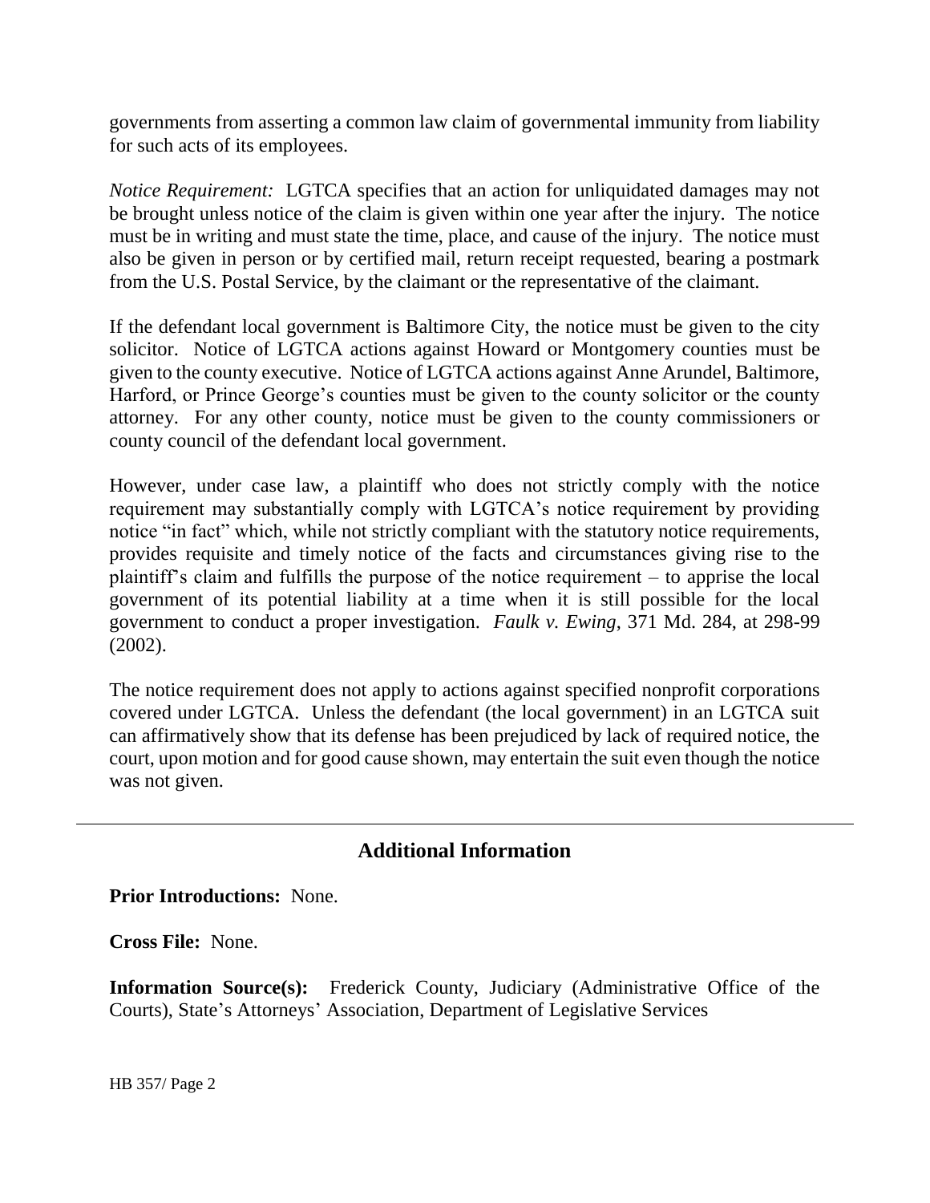governments from asserting a common law claim of governmental immunity from liability for such acts of its employees.

*Notice Requirement:* LGTCA specifies that an action for unliquidated damages may not be brought unless notice of the claim is given within one year after the injury. The notice must be in writing and must state the time, place, and cause of the injury. The notice must also be given in person or by certified mail, return receipt requested, bearing a postmark from the U.S. Postal Service, by the claimant or the representative of the claimant.

If the defendant local government is Baltimore City, the notice must be given to the city solicitor. Notice of LGTCA actions against Howard or Montgomery counties must be given to the county executive. Notice of LGTCA actions against Anne Arundel, Baltimore, Harford, or Prince George's counties must be given to the county solicitor or the county attorney. For any other county, notice must be given to the county commissioners or county council of the defendant local government.

However, under case law, a plaintiff who does not strictly comply with the notice requirement may substantially comply with LGTCA's notice requirement by providing notice "in fact" which, while not strictly compliant with the statutory notice requirements, provides requisite and timely notice of the facts and circumstances giving rise to the plaintiff's claim and fulfills the purpose of the notice requirement – to apprise the local government of its potential liability at a time when it is still possible for the local government to conduct a proper investigation. *Faulk v. Ewing*, 371 Md. 284, at 298-99 (2002).

The notice requirement does not apply to actions against specified nonprofit corporations covered under LGTCA. Unless the defendant (the local government) in an LGTCA suit can affirmatively show that its defense has been prejudiced by lack of required notice, the court, upon motion and for good cause shown, may entertain the suit even though the notice was not given.

---

## Additional Information

**Prior Introductions:** None.

**Cross File:** None.

**Information Source(s):** Frederick County, Judiciary (Administrative Office of the Courts), State's Attorneys' Association, Department of Legislative Services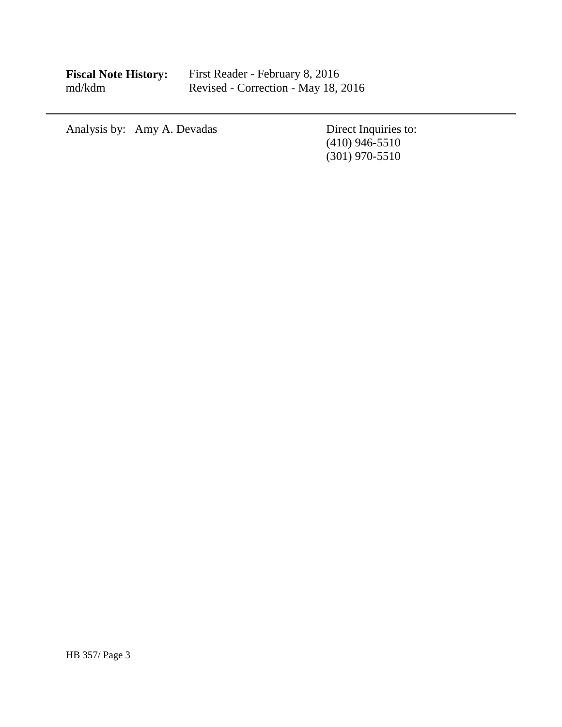**Fiscal Note History:** First Reader - February 8, 2016
md/kdm Revised - Correction - May 18, 2016

---

Analysis by: Amy A. Devadas

Direct Inquiries to:
(410) 946-5510
(301) 970-5510